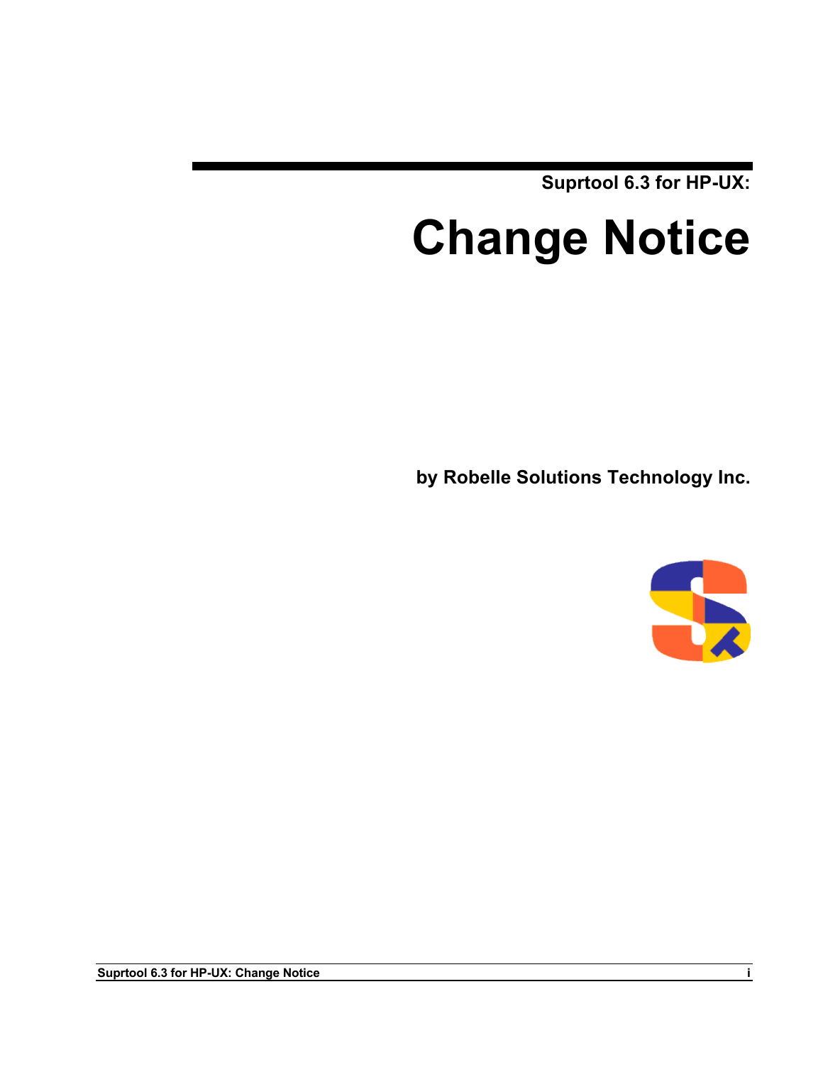Suprtool 6.3 for HP-UX:

# Change Notice

**by Robelle Solutions Technology Inc.**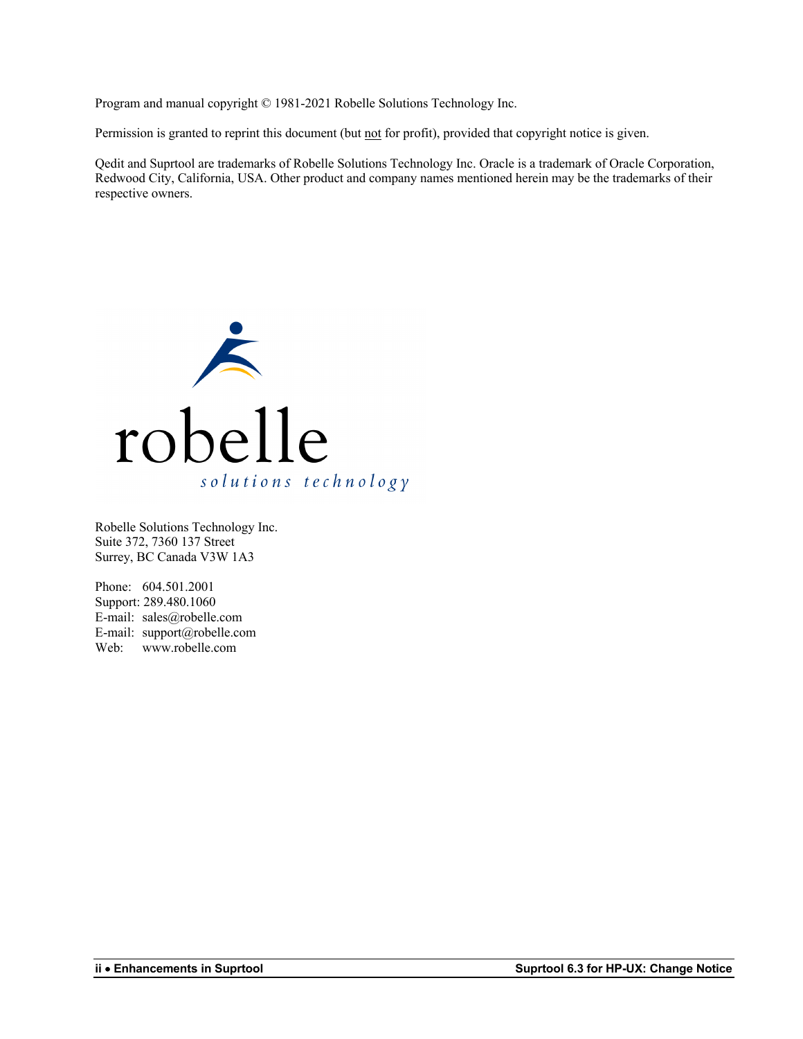Program and manual copyright © 1981-2021 Robelle Solutions Technology Inc.

Permission is granted to reprint this document (but not for profit), provided that copyright notice is given.

Qedit and Suprtool are trademarks of Robelle Solutions Technology Inc. Oracle is a trademark of Oracle Corporation, Redwood City, California, USA. Other product and company names mentioned herein may be the trademarks of their respective owners.

Robelle Solutions Technology Inc.
Suite 372, 7360 137 Street
Surrey, BC Canada V3W 1A3

Phone: 604.501.2001
Support: 289.480.1060
E-mail: sales@robelle.com
E-mail: support@robelle.com
Web: www.robelle.com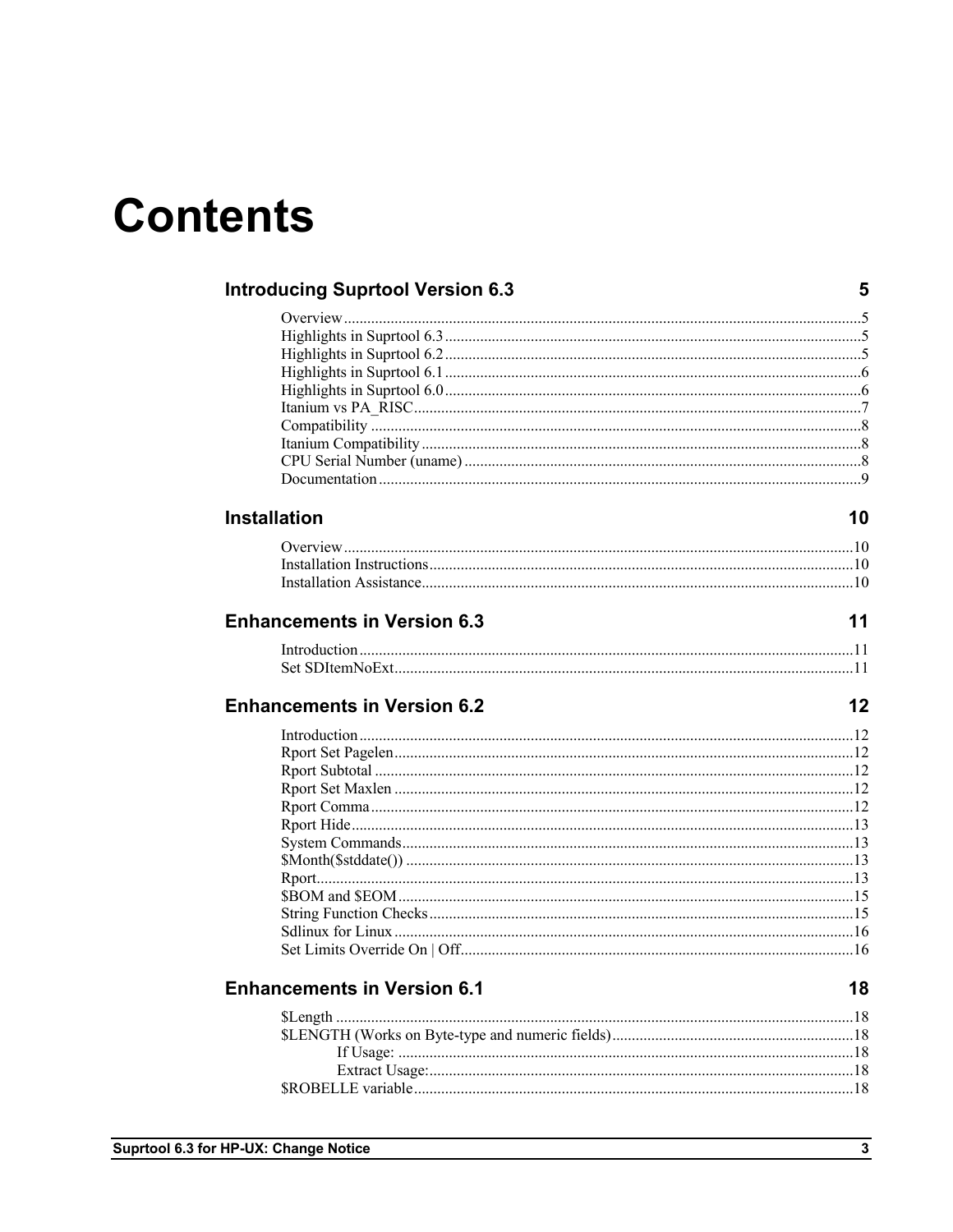# Contents

## Introducing Suprtool Version 6.3 — 5

- Overview .......... 5
- Highlights in Suprtool 6.3 .......... 5
- Highlights in Suprtool 6.2 .......... 5
- Highlights in Suprtool 6.1 .......... 6
- Highlights in Suprtool 6.0 .......... 6
- Itanium vs PA_RISC .......... 7
- Compatibility .......... 8
- Itanium Compatibility .......... 8
- CPU Serial Number (uname) .......... 8
- Documentation .......... 9

## Installation — 10

- Overview .......... 10
- Installation Instructions .......... 10
- Installation Assistance .......... 10

## Enhancements in Version 6.3 — 11

- Introduction .......... 11
- Set SDItemNoExt .......... 11

## Enhancements in Version 6.2 — 12

- Introduction .......... 12
- Rport Set Pagelen .......... 12
- Rport Subtotal .......... 12
- Rport Set Maxlen .......... 12
- Rport Comma .......... 12
- Rport Hide .......... 13
- System Commands .......... 13
- $Month($stddate()) .......... 13
- Rport .......... 13
- $BOM and $EOM .......... 15
- String Function Checks .......... 15
- Sdlinux for Linux .......... 16
- Set Limits Override On | Off .......... 16

## Enhancements in Version 6.1 — 18

- $Length .......... 18
- $LENGTH (Works on Byte-type and numeric fields) .......... 18
  - If Usage: .......... 18
  - Extract Usage: .......... 18
- $ROBELLE variable .......... 18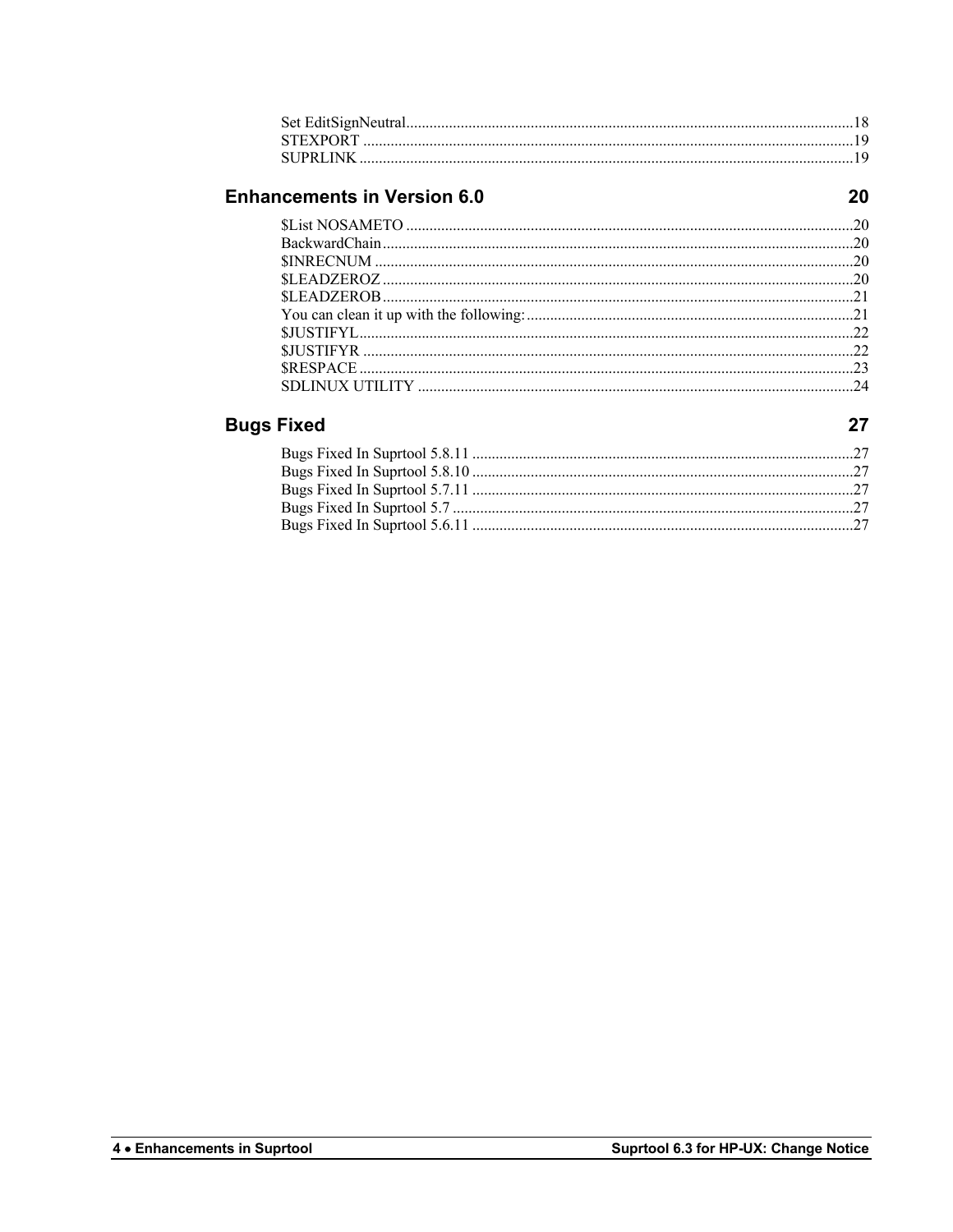Set EditSignNeutral ..... 18
STEXPORT ..... 19
SUPRLINK ..... 19

## Enhancements in Version 6.0 — 20

$List NOSAMETO ..... 20
BackwardChain ..... 20
$INRECNUM ..... 20
$LEADZEROZ ..... 20
$LEADZEROB ..... 21
You can clean it up with the following: ..... 21
$JUSTIFYL ..... 22
$JUSTIFYR ..... 22
$RESPACE ..... 23
SDLINUX UTILITY ..... 24

## Bugs Fixed — 27

Bugs Fixed In Suprtool 5.8.11 ..... 27
Bugs Fixed In Suprtool 5.8.10 ..... 27
Bugs Fixed In Suprtool 5.7.11 ..... 27
Bugs Fixed In Suprtool 5.7 ..... 27
Bugs Fixed In Suprtool 5.6.11 ..... 27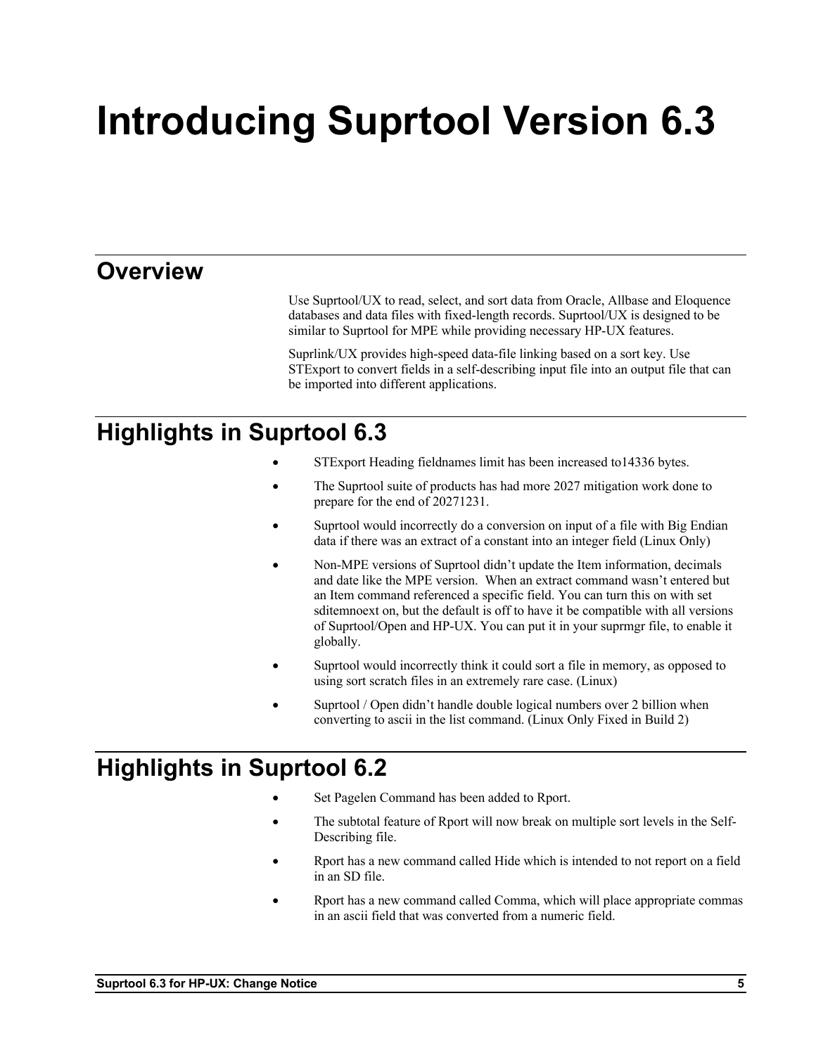# Introducing Suprtool Version 6.3

## Overview

Use Suprtool/UX to read, select, and sort data from Oracle, Allbase and Eloquence databases and data files with fixed-length records. Suprtool/UX is designed to be similar to Suprtool for MPE while providing necessary HP-UX features.

Suprlink/UX provides high-speed data-file linking based on a sort key. Use STExport to convert fields in a self-describing input file into an output file that can be imported into different applications.

## Highlights in Suprtool 6.3

- STExport Heading fieldnames limit has been increased to14336 bytes.
- The Suprtool suite of products has had more 2027 mitigation work done to prepare for the end of 20271231.
- Suprtool would incorrectly do a conversion on input of a file with Big Endian data if there was an extract of a constant into an integer field (Linux Only)
- Non-MPE versions of Suprtool didn't update the Item information, decimals and date like the MPE version.  When an extract command wasn't entered but an Item command referenced a specific field. You can turn this on with set sditemnoext on, but the default is off to have it be compatible with all versions of Suprtool/Open and HP-UX. You can put it in your suprmgr file, to enable it globally.
- Suprtool would incorrectly think it could sort a file in memory, as opposed to using sort scratch files in an extremely rare case. (Linux)
- Suprtool / Open didn't handle double logical numbers over 2 billion when converting to ascii in the list command. (Linux Only Fixed in Build 2)

## Highlights in Suprtool 6.2

- Set Pagelen Command has been added to Rport.
- The subtotal feature of Rport will now break on multiple sort levels in the Self-Describing file.
- Rport has a new command called Hide which is intended to not report on a field in an SD file.
- Rport has a new command called Comma, which will place appropriate commas in an ascii field that was converted from a numeric field.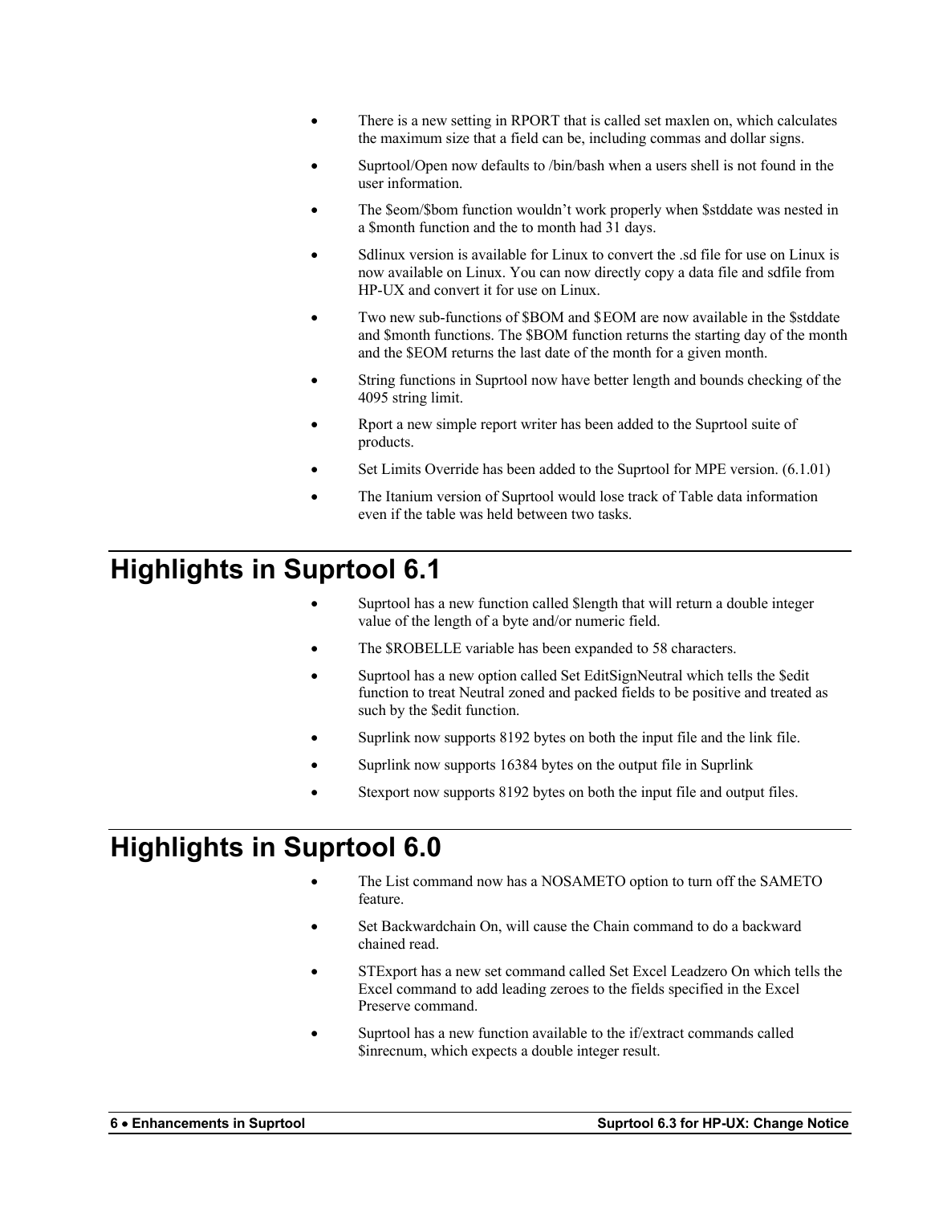- There is a new setting in RPORT that is called set maxlen on, which calculates the maximum size that a field can be, including commas and dollar signs.
- Suprtool/Open now defaults to /bin/bash when a users shell is not found in the user information.
- The $eom/$bom function wouldn't work properly when $stddate was nested in a $month function and the to month had 31 days.
- Sdlinux version is available for Linux to convert the .sd file for use on Linux is now available on Linux. You can now directly copy a data file and sdfile from HP-UX and convert it for use on Linux.
- Two new sub-functions of $BOM and $EOM are now available in the $stddate and $month functions. The $BOM function returns the starting day of the month and the $EOM returns the last date of the month for a given month.
- String functions in Suprtool now have better length and bounds checking of the 4095 string limit.
- Rport a new simple report writer has been added to the Suprtool suite of products.
- Set Limits Override has been added to the Suprtool for MPE version. (6.1.01)
- The Itanium version of Suprtool would lose track of Table data information even if the table was held between two tasks.

# Highlights in Suprtool 6.1

- Suprtool has a new function called $length that will return a double integer value of the length of a byte and/or numeric field.
- The $ROBELLE variable has been expanded to 58 characters.
- Suprtool has a new option called Set EditSignNeutral which tells the $edit function to treat Neutral zoned and packed fields to be positive and treated as such by the $edit function.
- Suprlink now supports 8192 bytes on both the input file and the link file.
- Suprlink now supports 16384 bytes on the output file in Suprlink
- Stexport now supports 8192 bytes on both the input file and output files.

# Highlights in Suprtool 6.0

- The List command now has a NOSAMETO option to turn off the SAMETO feature.
- Set Backwardchain On, will cause the Chain command to do a backward chained read.
- STExport has a new set command called Set Excel Leadzero On which tells the Excel command to add leading zeroes to the fields specified in the Excel Preserve command.
- Suprtool has a new function available to the if/extract commands called $inrecnum, which expects a double integer result.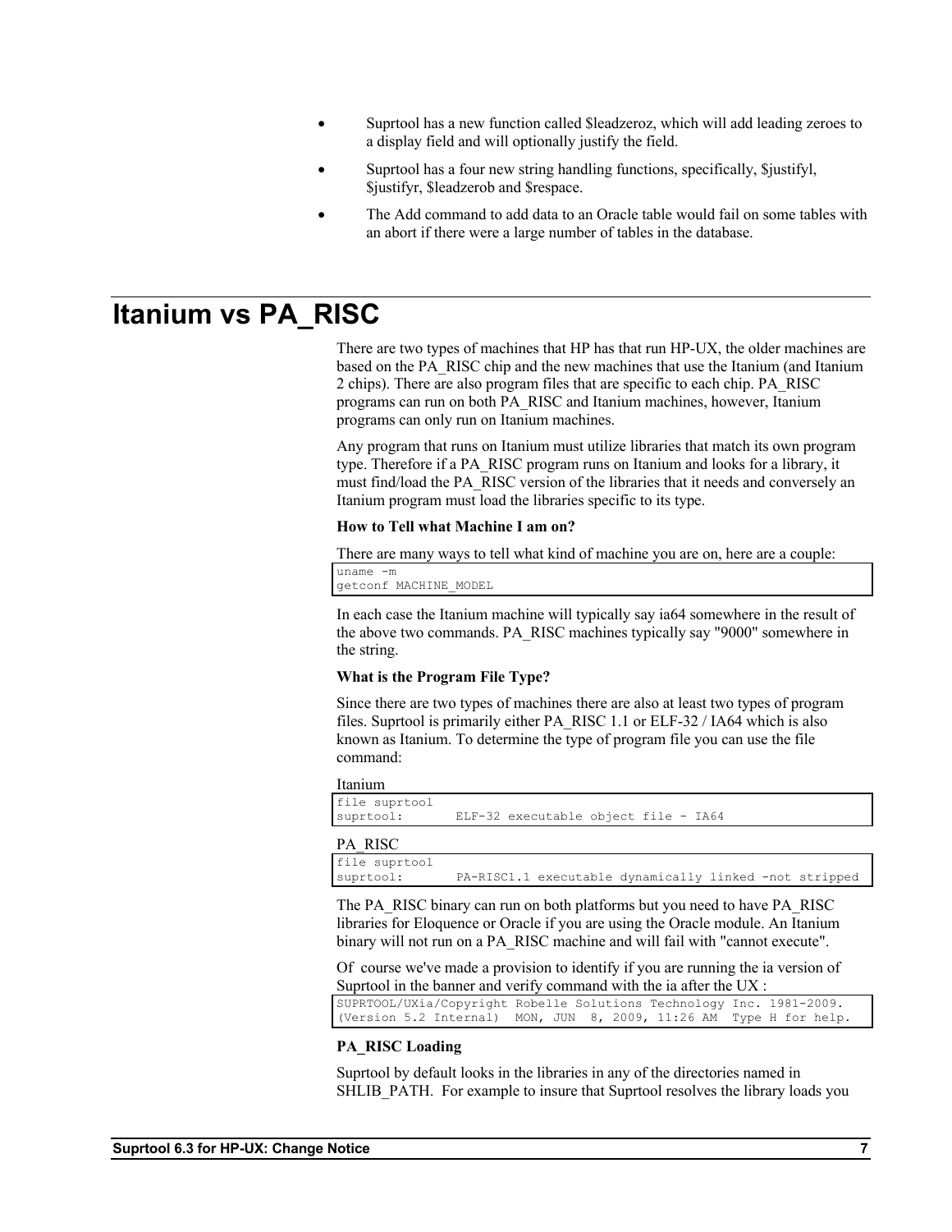- Suprtool has a new function called $leadzeroz, which will add leading zeroes to a display field and will optionally justify the field.
- Suprtool has a four new string handling functions, specifically, $justifyl, $justifyr, $leadzerob and $respace.
- The Add command to add data to an Oracle table would fail on some tables with an abort if there were a large number of tables in the database.

# Itanium vs PA_RISC

There are two types of machines that HP has that run HP-UX, the older machines are based on the PA_RISC chip and the new machines that use the Itanium (and Itanium 2 chips). There are also program files that are specific to each chip. PA_RISC programs can run on both PA_RISC and Itanium machines, however, Itanium programs can only run on Itanium machines.

Any program that runs on Itanium must utilize libraries that match its own program type. Therefore if a PA_RISC program runs on Itanium and looks for a library, it must find/load the PA_RISC version of the libraries that it needs and conversely an Itanium program must load the libraries specific to its type.

**How to Tell what Machine I am on?**

There are many ways to tell what kind of machine you are on, here are a couple:

```
uname -m
getconf MACHINE_MODEL
```

In each case the Itanium machine will typically say ia64 somewhere in the result of the above two commands. PA_RISC machines typically say "9000" somewhere in the string.

**What is the Program File Type?**

Since there are two types of machines there are also at least two types of program files. Suprtool is primarily either PA_RISC 1.1 or ELF-32 / IA64 which is also known as Itanium. To determine the type of program file you can use the file command:

Itanium

```
file suprtool
suprtool:       ELF-32 executable object file - IA64
```

PA_RISC

```
file suprtool
suprtool:       PA-RISC1.1 executable dynamically linked -not stripped
```

The PA_RISC binary can run on both platforms but you need to have PA_RISC libraries for Eloquence or Oracle if you are using the Oracle module. An Itanium binary will not run on a PA_RISC machine and will fail with "cannot execute".

Of course we've made a provision to identify if you are running the ia version of Suprtool in the banner and verify command with the ia after the UX :

```
SUPRTOOL/UXia/Copyright Robelle Solutions Technology Inc. 1981-2009.
(Version 5.2 Internal)  MON, JUN  8, 2009, 11:26 AM  Type H for help.
```

**PA_RISC Loading**

Suprtool by default looks in the libraries in any of the directories named in SHLIB_PATH. For example to insure that Suprtool resolves the library loads you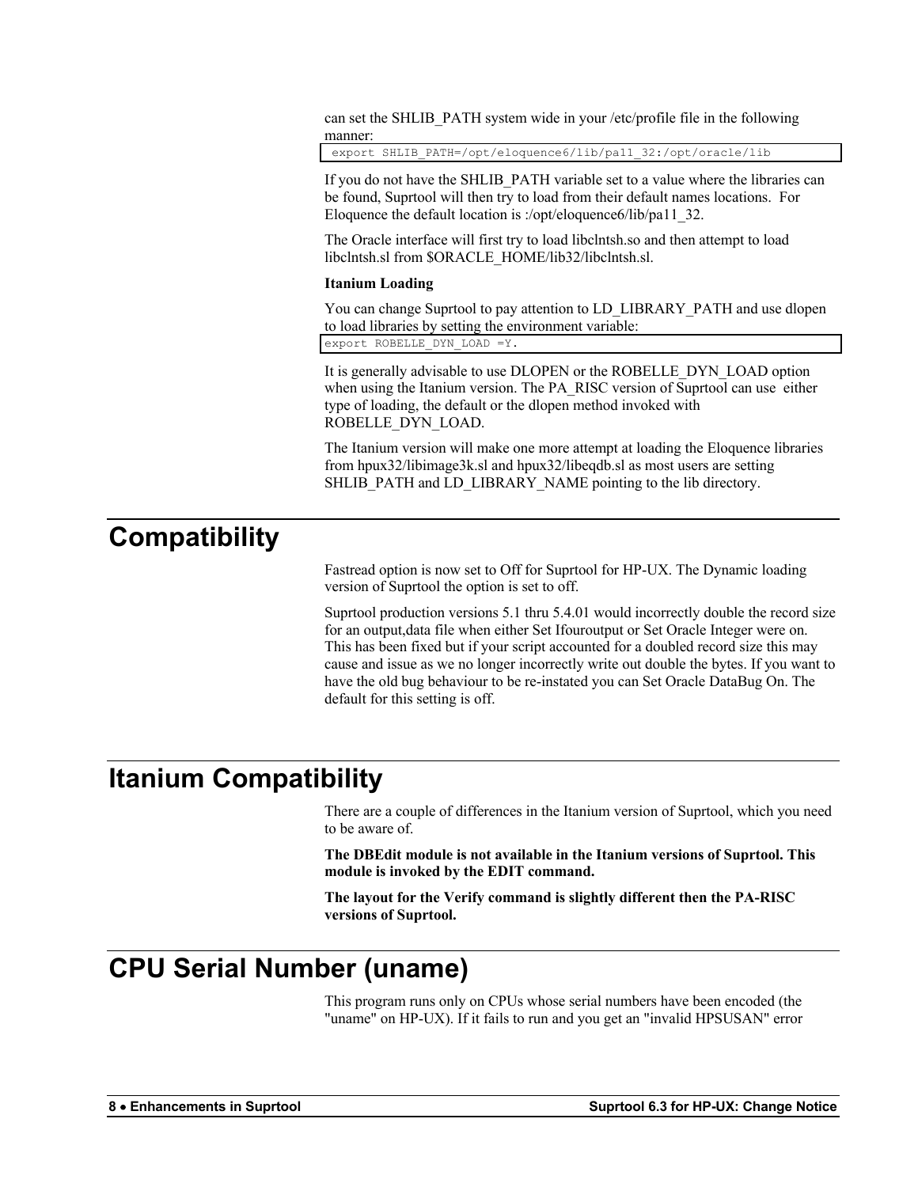can set the SHLIB_PATH system wide in your /etc/profile file in the following manner:

```
export SHLIB_PATH=/opt/eloquence6/lib/pa11_32:/opt/oracle/lib
```

If you do not have the SHLIB_PATH variable set to a value where the libraries can be found, Suprtool will then try to load from their default names locations.  For Eloquence the default location is :/opt/eloquence6/lib/pa11_32.

The Oracle interface will first try to load libclntsh.so and then attempt to load libclntsh.sl from $ORACLE_HOME/lib32/libclntsh.sl.

**Itanium Loading**

You can change Suprtool to pay attention to LD_LIBRARY_PATH and use dlopen to load libraries by setting the environment variable:

```
export ROBELLE_DYN_LOAD =Y.
```

It is generally advisable to use DLOPEN or the ROBELLE_DYN_LOAD option when using the Itanium version. The PA_RISC version of Suprtool can use  either type of loading, the default or the dlopen method invoked with ROBELLE_DYN_LOAD.

The Itanium version will make one more attempt at loading the Eloquence libraries from hpux32/libimage3k.sl and hpux32/libeqdb.sl as most users are setting SHLIB_PATH and LD_LIBRARY_NAME pointing to the lib directory.

# Compatibility

Fastread option is now set to Off for Suprtool for HP-UX. The Dynamic loading version of Suprtool the option is set to off.

Suprtool production versions 5.1 thru 5.4.01 would incorrectly double the record size for an output,data file when either Set Ifouroutput or Set Oracle Integer were on. This has been fixed but if your script accounted for a doubled record size this may cause and issue as we no longer incorrectly write out double the bytes. If you want to have the old bug behaviour to be re-instated you can Set Oracle DataBug On. The default for this setting is off.

# Itanium Compatibility

There are a couple of differences in the Itanium version of Suprtool, which you need to be aware of.

**The DBEdit module is not available in the Itanium versions of Suprtool. This module is invoked by the EDIT command.**

**The layout for the Verify command is slightly different then the PA-RISC versions of Suprtool.**

# CPU Serial Number (uname)

This program runs only on CPUs whose serial numbers have been encoded (the "uname" on HP-UX). If it fails to run and you get an "invalid HPSUSAN" error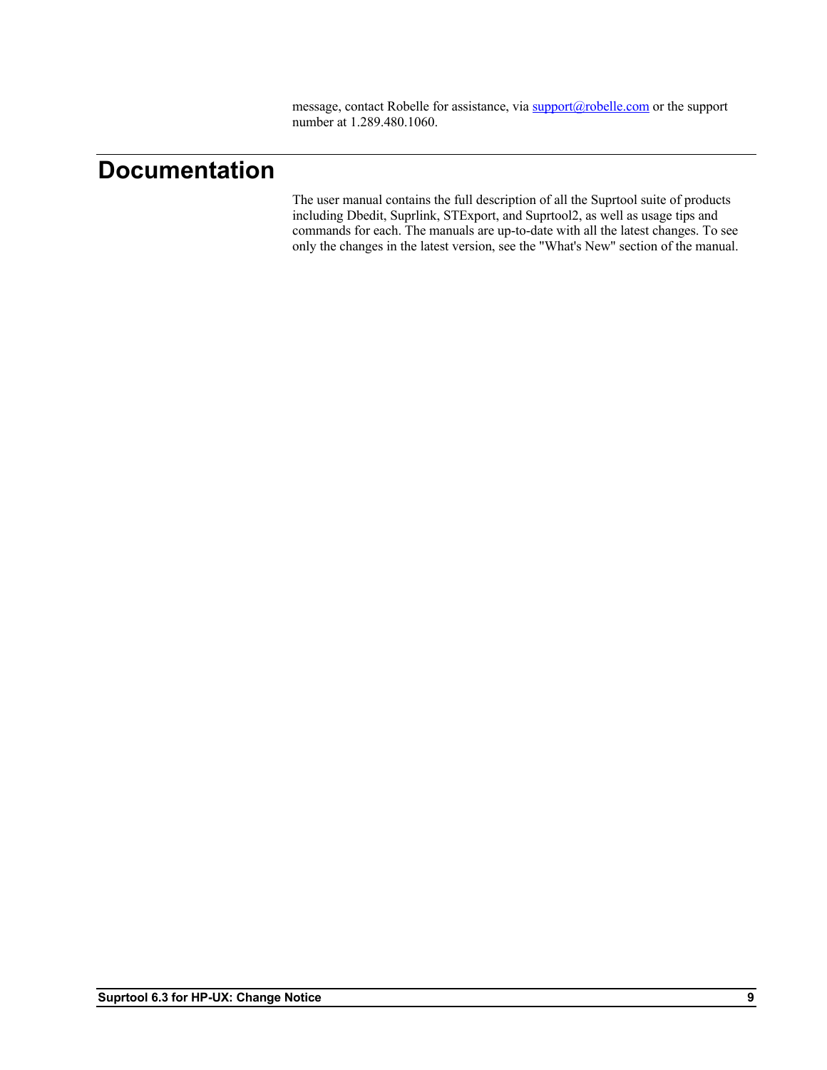message, contact Robelle for assistance, via support@robelle.com or the support number at 1.289.480.1060.

# Documentation

The user manual contains the full description of all the Suprtool suite of products including Dbedit, Suprlink, STExport, and Suprtool2, as well as usage tips and commands for each. The manuals are up-to-date with all the latest changes. To see only the changes in the latest version, see the "What's New" section of the manual.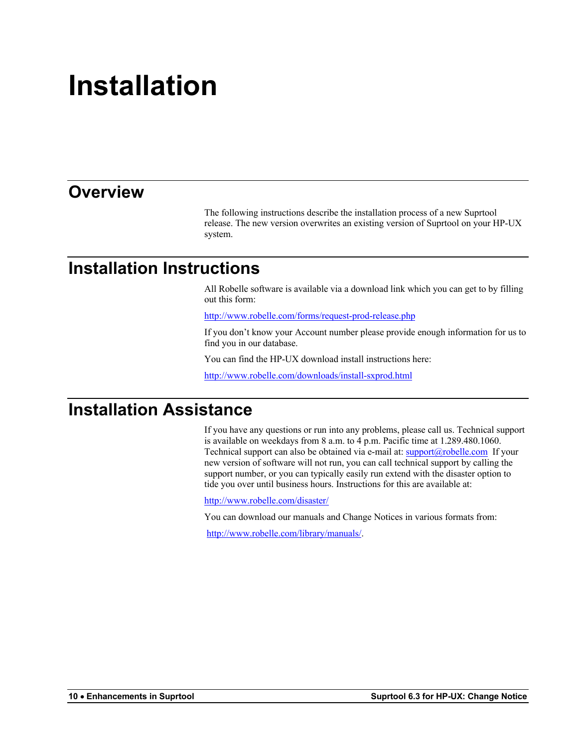# Installation

## Overview

The following instructions describe the installation process of a new Suprtool release. The new version overwrites an existing version of Suprtool on your HP-UX system.

## Installation Instructions

All Robelle software is available via a download link which you can get to by filling out this form:

http://www.robelle.com/forms/request-prod-release.php

If you don't know your Account number please provide enough information for us to find you in our database.

You can find the HP-UX download install instructions here:

http://www.robelle.com/downloads/install-sxprod.html

## Installation Assistance

If you have any questions or run into any problems, please call us. Technical support is available on weekdays from 8 a.m. to 4 p.m. Pacific time at 1.289.480.1060. Technical support can also be obtained via e-mail at: support@robelle.com If your new version of software will not run, you can call technical support by calling the support number, or you can typically easily run extend with the disaster option to tide you over until business hours. Instructions for this are available at:

http://www.robelle.com/disaster/

You can download our manuals and Change Notices in various formats from:

http://www.robelle.com/library/manuals/.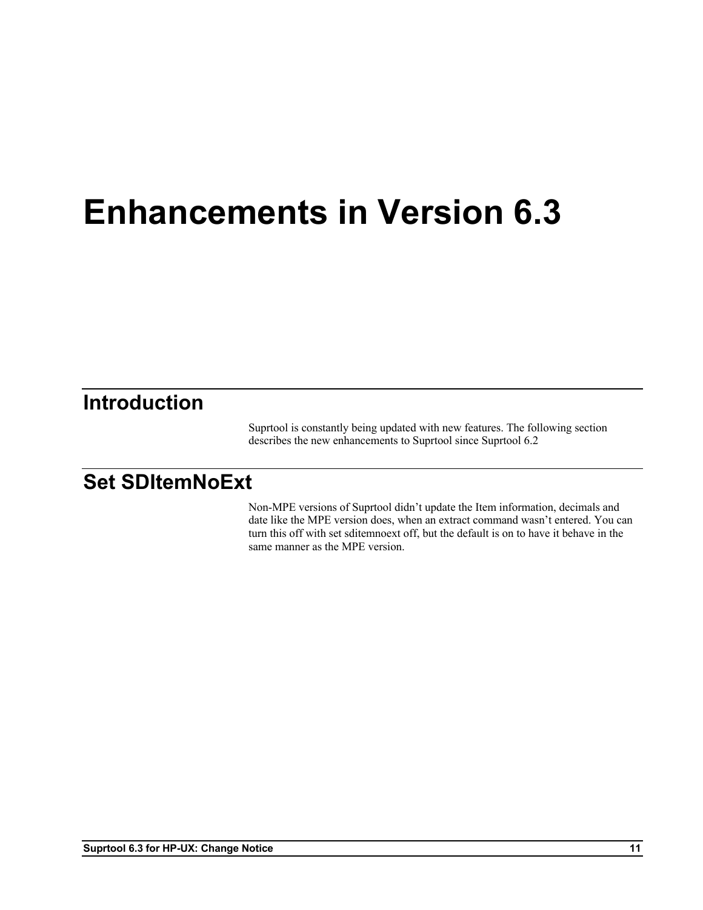# Enhancements in Version 6.3

## Introduction

Suprtool is constantly being updated with new features. The following section describes the new enhancements to Suprtool since Suprtool 6.2

## Set SDItemNoExt

Non-MPE versions of Suprtool didn't update the Item information, decimals and date like the MPE version does, when an extract command wasn't entered. You can turn this off with set sditemnoext off, but the default is on to have it behave in the same manner as the MPE version.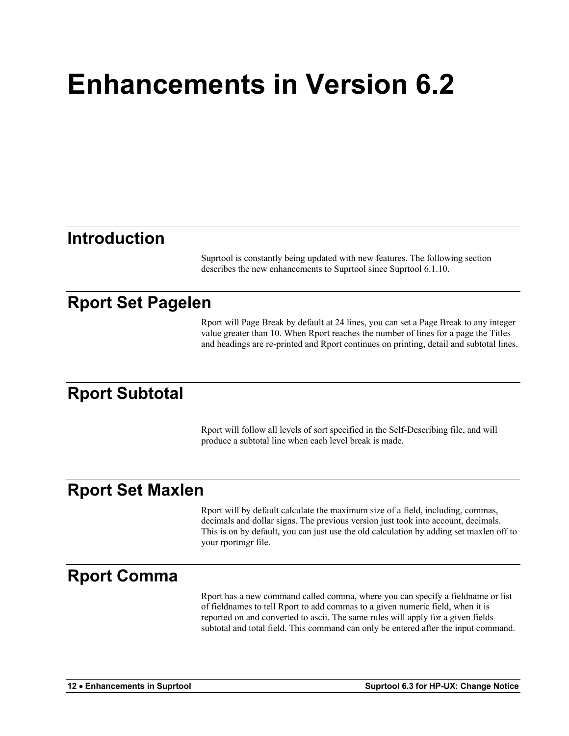# Enhancements in Version 6.2

## Introduction

Suprtool is constantly being updated with new features. The following section describes the new enhancements to Suprtool since Suprtool 6.1.10.

## Rport Set Pagelen

Rport will Page Break by default at 24 lines, you can set a Page Break to any integer value greater than 10. When Rport reaches the number of lines for a page the Titles and headings are re-printed and Rport continues on printing, detail and subtotal lines.

## Rport Subtotal

Rport will follow all levels of sort specified in the Self-Describing file, and will produce a subtotal line when each level break is made.

## Rport Set Maxlen

Rport will by default calculate the maximum size of a field, including, commas, decimals and dollar signs. The previous version just took into account, decimals. This is on by default, you can just use the old calculation by adding set maxlen off to your rportmgr file.

## Rport Comma

Rport has a new command called comma, where you can specify a fieldname or list of fieldnames to tell Rport to add commas to a given numeric field, when it is reported on and converted to ascii. The same rules will apply for a given fields subtotal and total field. This command can only be entered after the input command.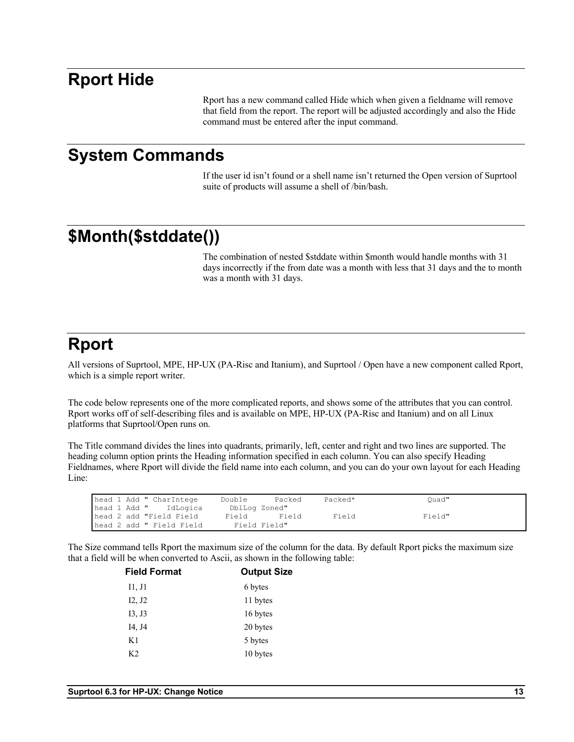# Rport Hide

Rport has a new command called Hide which when given a fieldname will remove that field from the report. The report will be adjusted accordingly and also the Hide command must be entered after the input command.

# System Commands

If the user id isn't found or a shell name isn't returned the Open version of Suprtool suite of products will assume a shell of /bin/bash.

# $Month($stddate())

The combination of nested $stddate within $month would handle months with 31 days incorrectly if the from date was a month with less that 31 days and the to month was a month with 31 days.

# Rport

All versions of Suprtool, MPE, HP-UX (PA-Risc and Itanium), and Suprtool / Open have a new component called Rport, which is a simple report writer.

The code below represents one of the more complicated reports, and shows some of the attributes that you can control. Rport works off of self-describing files and is available on MPE, HP-UX (PA-Risc and Itanium) and on all Linux platforms that Suprtool/Open runs on.

The Title command divides the lines into quadrants, primarily, left, center and right and two lines are supported. The heading column option prints the Heading information specified in each column. You can also specify Heading Fieldnames, where Rport will divide the field name into each column, and you can do your own layout for each Heading Line:

```
head 1 Add " CharIntege     Double      Packed     Packed*               Quad"
head 1 Add "    IdLogica      DblLog Zoned"
head 2 add "Field Field      Field       Field       Field               Field"
head 2 add " Field Field       Field Field"
```

The Size command tells Rport the maximum size of the column for the data. By default Rport picks the maximum size that a field will be when converted to Ascii, as shown in the following table:

| Field Format | Output Size |
|---|---|
| I1, J1 | 6 bytes |
| I2, J2 | 11 bytes |
| I3, J3 | 16 bytes |
| I4, J4 | 20 bytes |
| K1 | 5 bytes |
| K2 | 10 bytes |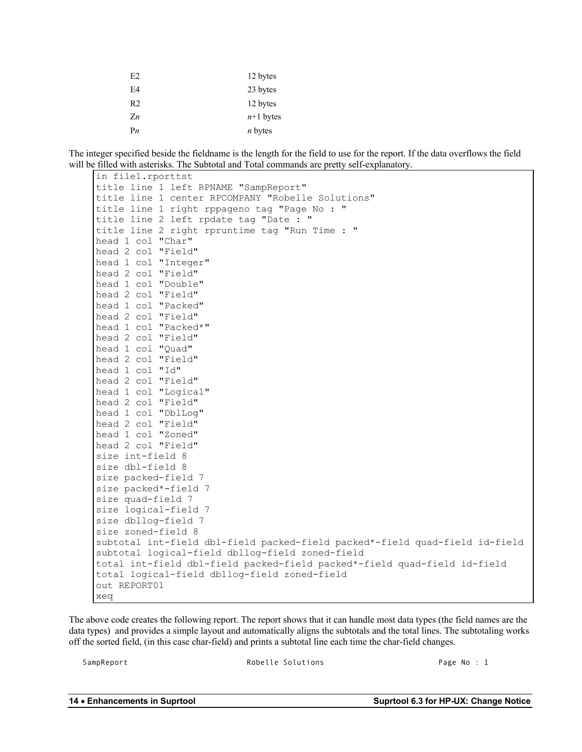| | |
|---|---|
| E2 | 12 bytes |
| E4 | 23 bytes |
| R2 | 12 bytes |
| Z*n* | *n*+1 bytes |
| P*n* | *n* bytes |

The integer specified beside the fieldname is the length for the field to use for the report. If the data overflows the field will be filled with asterisks. The Subtotal and Total commands are pretty self-explanatory.

```
in file1.rporttst
title line 1 left RPNAME "SampReport"
title line 1 center RPCOMPANY "Robelle Solutions"
title line 1 right rppageno tag "Page No : "
title line 2 left rpdate tag "Date : "
title line 2 right rpruntime tag "Run Time : "
head 1 col "Char"
head 2 col "Field"
head 1 col "Integer"
head 2 col "Field"
head 1 col "Double"
head 2 col "Field"
head 1 col "Packed"
head 2 col "Field"
head 1 col "Packed*"
head 2 col "Field"
head 1 col "Quad"
head 2 col "Field"
head 1 col "Id"
head 2 col "Field"
head 1 col "Logical"
head 2 col "Field"
head 1 col "DblLog"
head 2 col "Field"
head 1 col "Zoned"
head 2 col "Field"
size int-field 8
size dbl-field 8
size packed-field 7
size packed*-field 7
size quad-field 7
size logical-field 7
size dbllog-field 7
size zoned-field 8
subtotal int-field dbl-field packed-field packed*-field quad-field id-field
subtotal logical-field dbllog-field zoned-field
total int-field dbl-field packed-field packed*-field quad-field id-field
total logical-field dbllog-field zoned-field
out REPORT01
xeq
```

The above code creates the following report. The report shows that it can handle most data types (the field names are the data types) and provides a simple layout and automatically aligns the subtotals and the total lines. The subtotaling works off the sorted field, (in this case char-field) and prints a subtotal line each time the char-field changes.

```
SampReport                          Robelle Solutions                        Page No : 1
```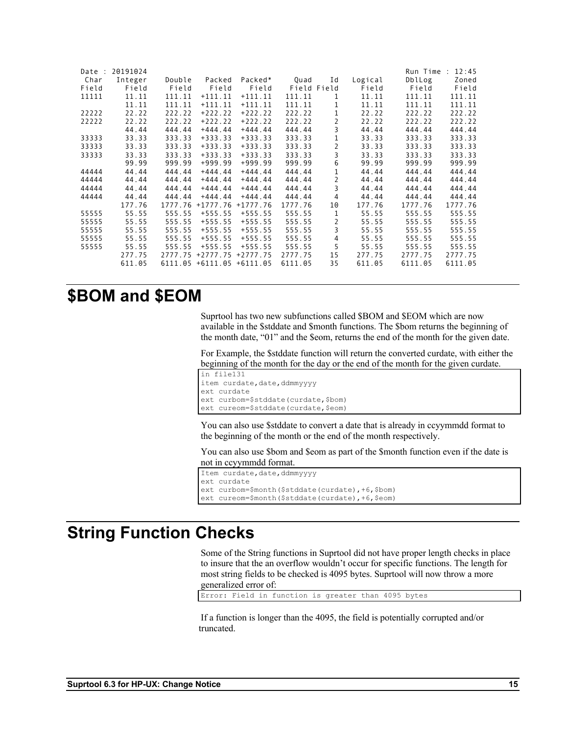```
Date : 20191024                                                                           Run Time : 12:45
 Char   Integer     Double    Packed   Packed*      Quad     Id    Logical      DblLog       Zoned
Field     Field      Field     Field     Field     Field  Field      Field       Field       Field
11111     11.11     111.11   +111.11   +111.11    111.11      1      11.11      111.11      111.11
          11.11     111.11   +111.11   +111.11    111.11      1      11.11      111.11      111.11
22222     22.22     222.22   +222.22   +222.22    222.22      1      22.22      222.22      222.22
22222     22.22     222.22   +222.22   +222.22    222.22      2      22.22      222.22      222.22
          44.44     444.44   +444.44   +444.44    444.44      3      44.44      444.44      444.44
33333     33.33     333.33   +333.33   +333.33    333.33      1      33.33      333.33      333.33
33333     33.33     333.33   +333.33   +333.33    333.33      2      33.33      333.33      333.33
33333     33.33     333.33   +333.33   +333.33    333.33      3      33.33      333.33      333.33
          99.99     999.99   +999.99   +999.99    999.99      6      99.99      999.99      999.99
44444     44.44     444.44   +444.44   +444.44    444.44      1      44.44      444.44      444.44
44444     44.44     444.44   +444.44   +444.44    444.44      2      44.44      444.44      444.44
44444     44.44     444.44   +444.44   +444.44    444.44      3      44.44      444.44      444.44
44444     44.44     444.44   +444.44   +444.44    444.44      4      44.44      444.44      444.44
         177.76    1777.76 +1777.76 +1777.76   1777.76     10     177.76     1777.76     1777.76
55555     55.55     555.55   +555.55   +555.55    555.55      1      55.55      555.55      555.55
55555     55.55     555.55   +555.55   +555.55    555.55      2      55.55      555.55      555.55
55555     55.55     555.55   +555.55   +555.55    555.55      3      55.55      555.55      555.55
55555     55.55     555.55   +555.55   +555.55    555.55      4      55.55      555.55      555.55
55555     55.55     555.55   +555.55   +555.55    555.55      5      55.55      555.55      555.55
         277.75    2777.75 +2777.75 +2777.75   2777.75     15     277.75     2777.75     2777.75
         611.05    6111.05 +6111.05 +6111.05   6111.05     35     611.05     6111.05     6111.05
```

# $BOM and $EOM

Suprtool has two new subfunctions called $BOM and $EOM which are now available in the $stddate and $month functions. The $bom returns the beginning of the month date, "01" and the $eom, returns the end of the month for the given date.

For Example, the $stddate function will return the converted curdate, with either the beginning of the month for the day or the end of the month for the given curdate.

```
in file131
item curdate,date,ddmmyyyy
ext curdate
ext curbom=$stddate(curdate,$bom)
ext cureom=$stddate(curdate,$eom)
```

You can also use $stddate to convert a date that is already in ccyymmdd format to the beginning of the month or the end of the month respectively.

You can also use $bom and $eom as part of the $month function even if the date is not in ccyymmdd format.

```
Item curdate,date,ddmmyyyy
ext curdate
ext curbom=$month($stddate(curdate),+6,$bom)
ext cureom=$month($stddate(curdate),+6,$eom)
```

# String Function Checks

Some of the String functions in Suprtool did not have proper length checks in place to insure that the an overflow wouldn't occur for specific functions. The length for most string fields to be checked is 4095 bytes. Suprtool will now throw a more generalized error of:

```
Error: Field in function is greater than 4095 bytes
```

If a function is longer than the 4095, the field is potentially corrupted and/or truncated.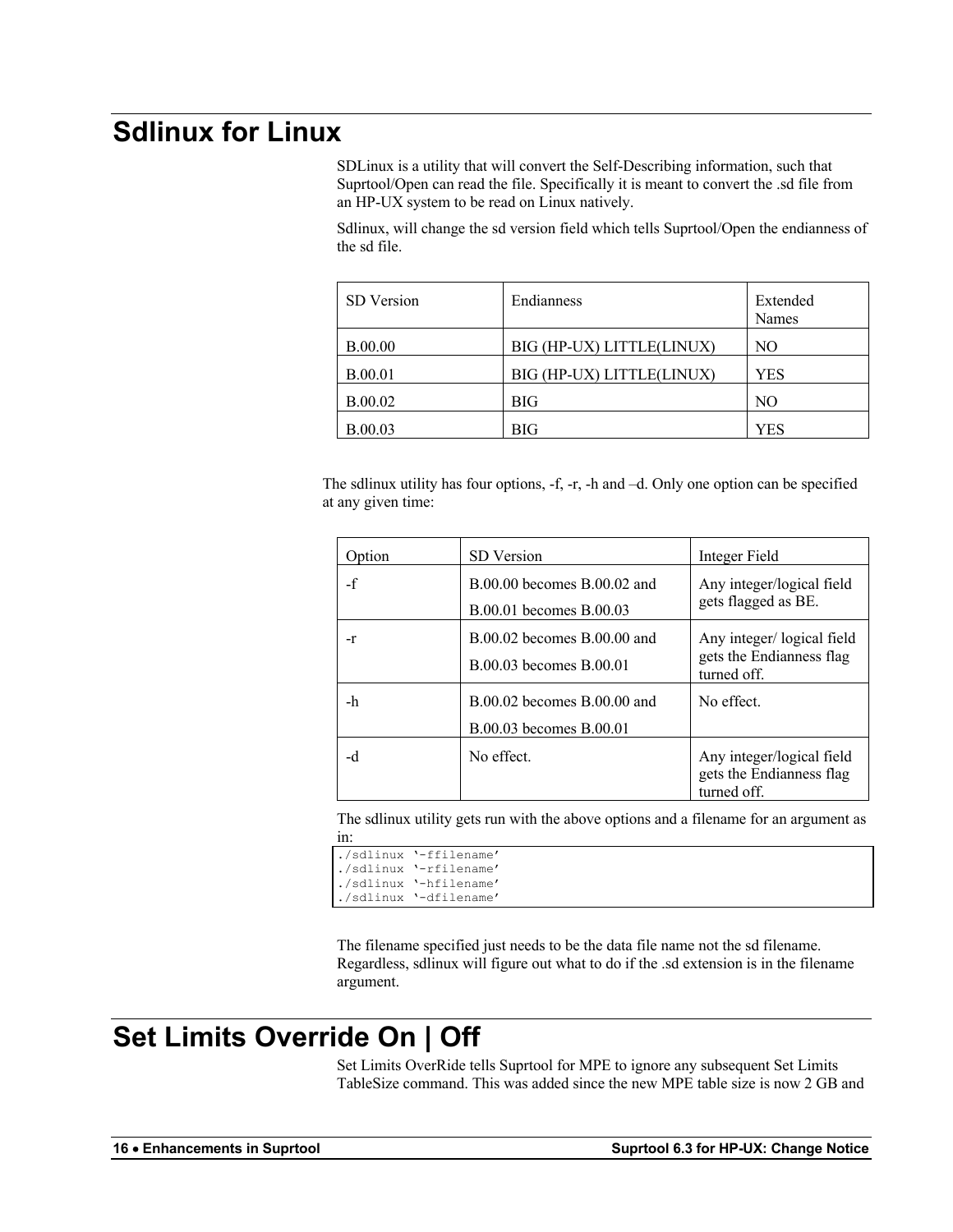# Sdlinux for Linux

SDLinux is a utility that will convert the Self-Describing information, such that Suprtool/Open can read the file. Specifically it is meant to convert the .sd file from an HP-UX system to be read on Linux natively.

Sdlinux, will change the sd version field which tells Suprtool/Open the endianness of the sd file.

| SD Version | Endianness | Extended Names |
|---|---|---|
| B.00.00 | BIG (HP-UX) LITTLE(LINUX) | NO |
| B.00.01 | BIG (HP-UX) LITTLE(LINUX) | YES |
| B.00.02 | BIG | NO |
| B.00.03 | BIG | YES |

The sdlinux utility has four options, -f, -r, -h and –d. Only one option can be specified at any given time:

| Option | SD Version | Integer Field |
|---|---|---|
| -f | B.00.00 becomes B.00.02 and B.00.01 becomes B.00.03 | Any integer/logical field gets flagged as BE. |
| -r | B.00.02 becomes B.00.00 and B.00.03 becomes B.00.01 | Any integer/ logical field gets the Endianness flag turned off. |
| -h | B.00.02 becomes B.00.00 and B.00.03 becomes B.00.01 | No effect. |
| -d | No effect. | Any integer/logical field gets the Endianness flag turned off. |

The sdlinux utility gets run with the above options and a filename for an argument as in:

```
./sdlinux '-ffilename'
./sdlinux '-rfilename'
./sdlinux '-hfilename'
./sdlinux '-dfilename'
```

The filename specified just needs to be the data file name not the sd filename. Regardless, sdlinux will figure out what to do if the .sd extension is in the filename argument.

# Set Limits Override On | Off

Set Limits OverRide tells Suprtool for MPE to ignore any subsequent Set Limits TableSize command. This was added since the new MPE table size is now 2 GB and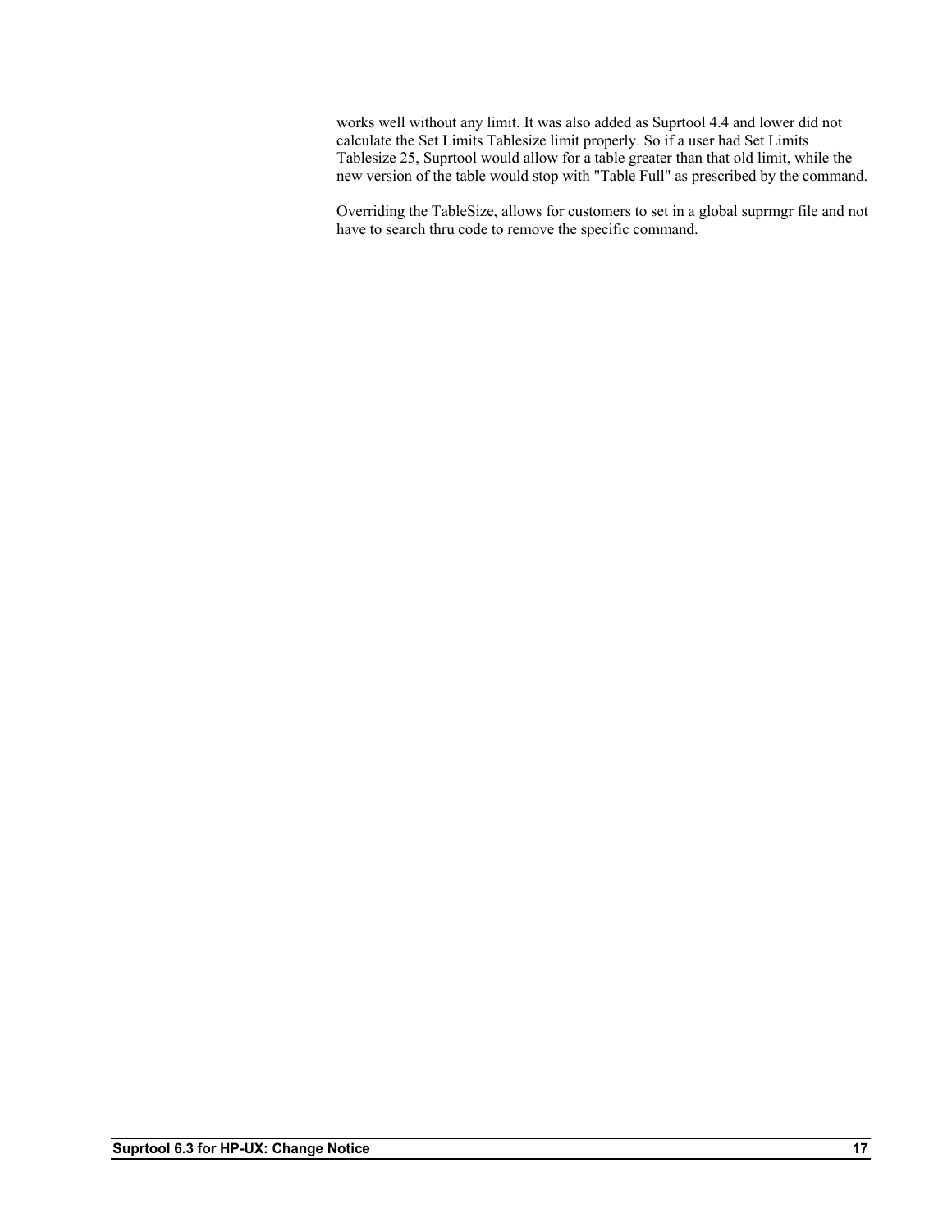works well without any limit. It was also added as Suprtool 4.4 and lower did not calculate the Set Limits Tablesize limit properly. So if a user had Set Limits Tablesize 25, Suprtool would allow for a table greater than that old limit, while the new version of the table would stop with "Table Full" as prescribed by the command.

Overriding the TableSize, allows for customers to set in a global suprmgr file and not have to search thru code to remove the specific command.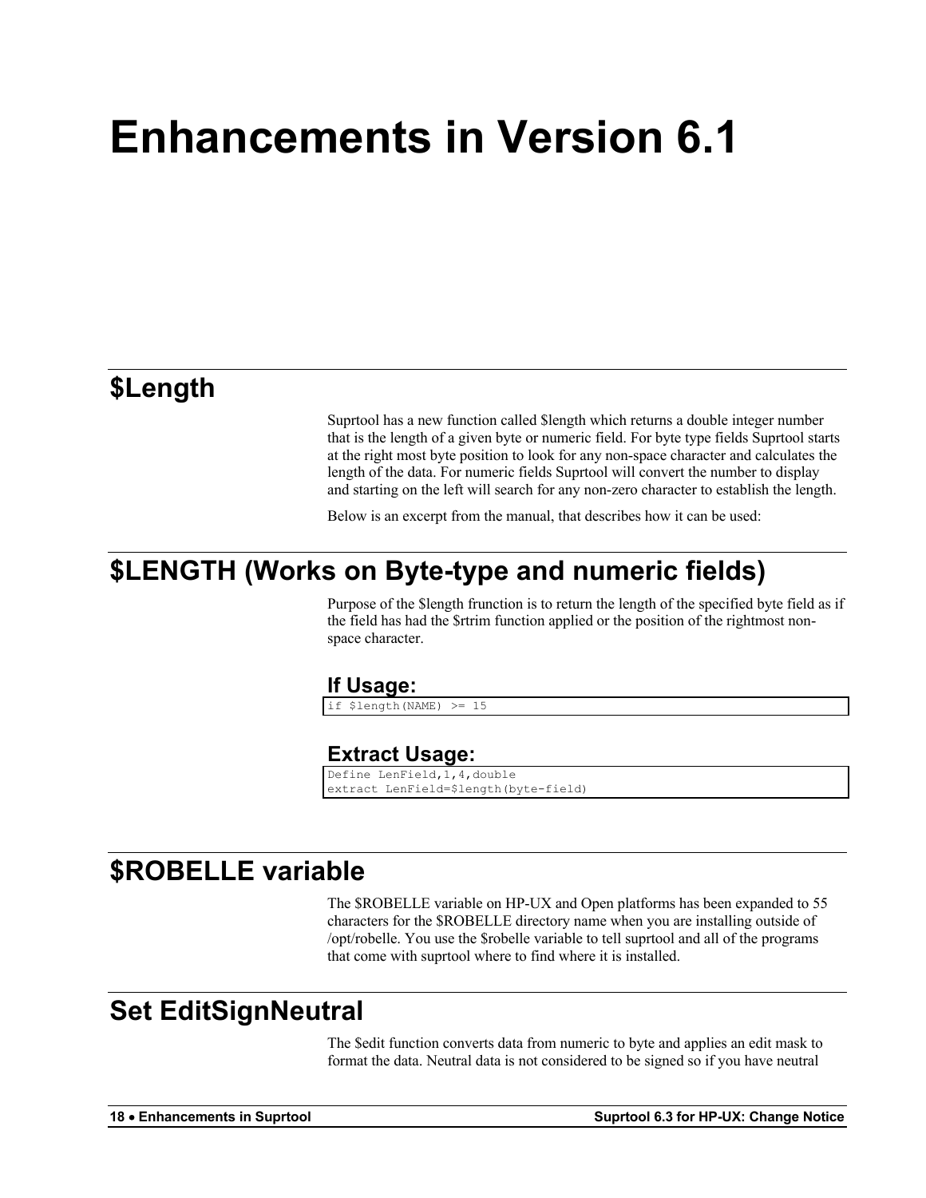# Enhancements in Version 6.1

## $Length

Suprtool has a new function called $length which returns a double integer number that is the length of a given byte or numeric field. For byte type fields Suprtool starts at the right most byte position to look for any non-space character and calculates the length of the data. For numeric fields Suprtool will convert the number to display and starting on the left will search for any non-zero character to establish the length.

Below is an excerpt from the manual, that describes how it can be used:

## $LENGTH (Works on Byte-type and numeric fields)

Purpose of the $length frunction is to return the length of the specified byte field as if the field has had the $rtrim function applied or the position of the rightmost non-space character.

### If Usage:

```
if $length(NAME) >= 15
```

### Extract Usage:

```
Define LenField,1,4,double
extract LenField=$length(byte-field)
```

## $ROBELLE variable

The $ROBELLE variable on HP-UX and Open platforms has been expanded to 55 characters for the $ROBELLE directory name when you are installing outside of /opt/robelle. You use the $robelle variable to tell suprtool and all of the programs that come with suprtool where to find where it is installed.

## Set EditSignNeutral

The $edit function converts data from numeric to byte and applies an edit mask to format the data. Neutral data is not considered to be signed so if you have neutral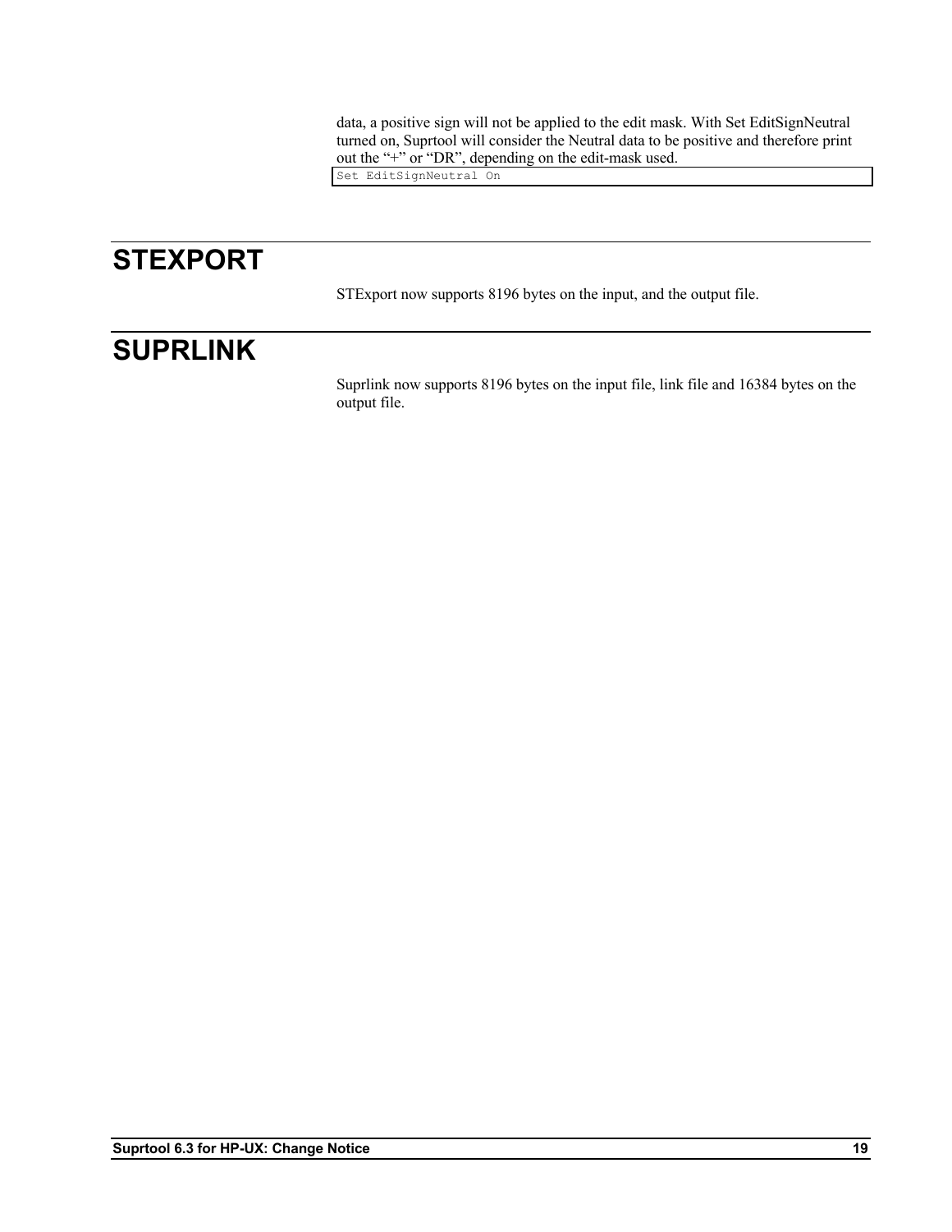data, a positive sign will not be applied to the edit mask. With Set EditSignNeutral turned on, Suprtool will consider the Neutral data to be positive and therefore print out the “+” or “DR”, depending on the edit-mask used.

```
Set EditSignNeutral On
```

# STEXPORT

STExport now supports 8196 bytes on the input, and the output file.

# SUPRLINK

Suprlink now supports 8196 bytes on the input file, link file and 16384 bytes on the output file.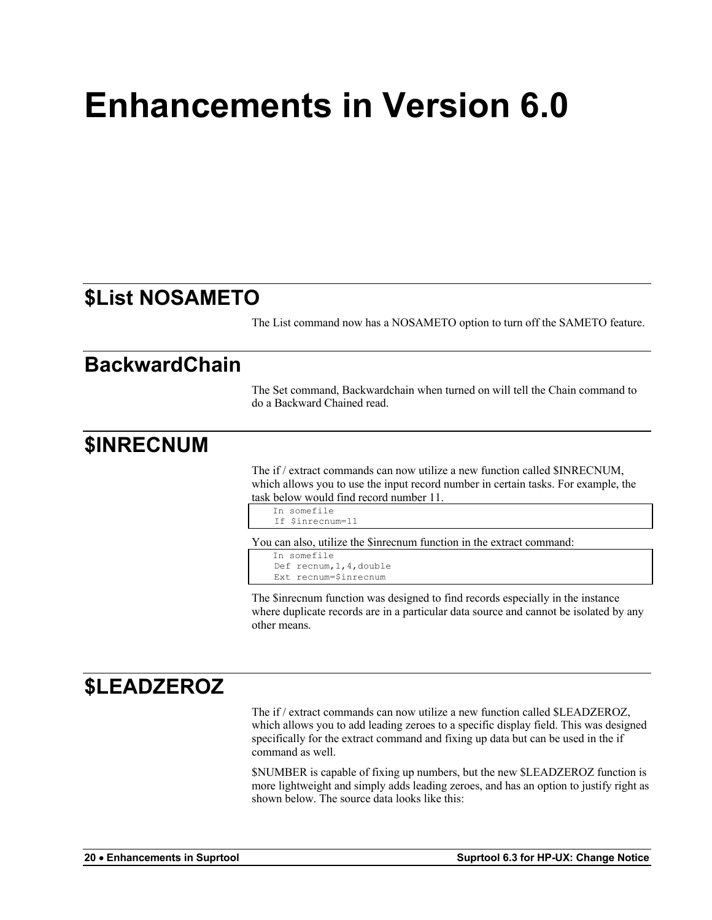# Enhancements in Version 6.0

## $List NOSAMETO

The List command now has a NOSAMETO option to turn off the SAMETO feature.

## BackwardChain

The Set command, Backwardchain when turned on will tell the Chain command to do a Backward Chained read.

## $INRECNUM

The if / extract commands can now utilize a new function called $INRECNUM, which allows you to use the input record number in certain tasks. For example, the task below would find record number 11.

```
In somefile
If $inrecnum=11
```

You can also, utilize the $inrecnum function in the extract command:

```
In somefile
Def recnum,1,4,double
Ext recnum=$inrecnum
```

The $inrecnum function was designed to find records especially in the instance where duplicate records are in a particular data source and cannot be isolated by any other means.

## $LEADZEROZ

The if / extract commands can now utilize a new function called $LEADZEROZ, which allows you to add leading zeroes to a specific display field. This was designed specifically for the extract command and fixing up data but can be used in the if command as well.

$NUMBER is capable of fixing up numbers, but the new $LEADZEROZ function is more lightweight and simply adds leading zeroes, and has an option to justify right as shown below. The source data looks like this: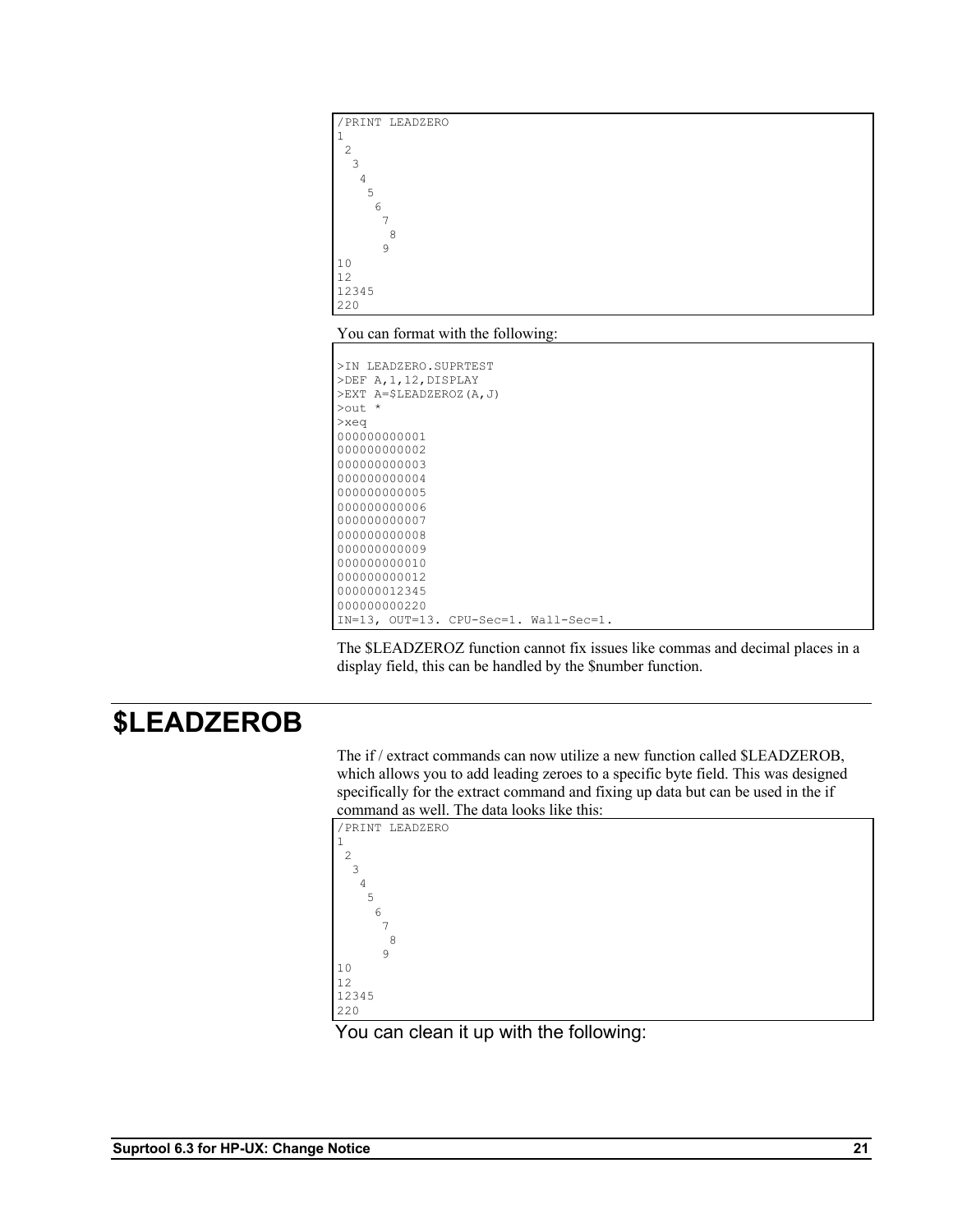```
/PRINT LEADZERO
1
 2
  3
   4
    5
     6
      7
       8
      9
10
12
12345
220
```

You can format with the following:

```
>IN LEADZERO.SUPRTEST
>DEF A,1,12,DISPLAY
>EXT A=$LEADZEROZ(A,J)
>out *
>xeq
000000000001
000000000002
000000000003
000000000004
000000000005
000000000006
000000000007
000000000008
000000000009
000000000010
000000000012
000000012345
000000000220
IN=13, OUT=13. CPU-Sec=1. Wall-Sec=1.
```

The $LEADZEROZ function cannot fix issues like commas and decimal places in a display field, this can be handled by the $number function.

# $LEADZEROB

The if / extract commands can now utilize a new function called $LEADZEROB, which allows you to add leading zeroes to a specific byte field. This was designed specifically for the extract command and fixing up data but can be used in the if command as well. The data looks like this:

```
/PRINT LEADZERO
1
 2
  3
   4
    5
     6
      7
       8
      9
10
12
12345
220
```

You can clean it up with the following: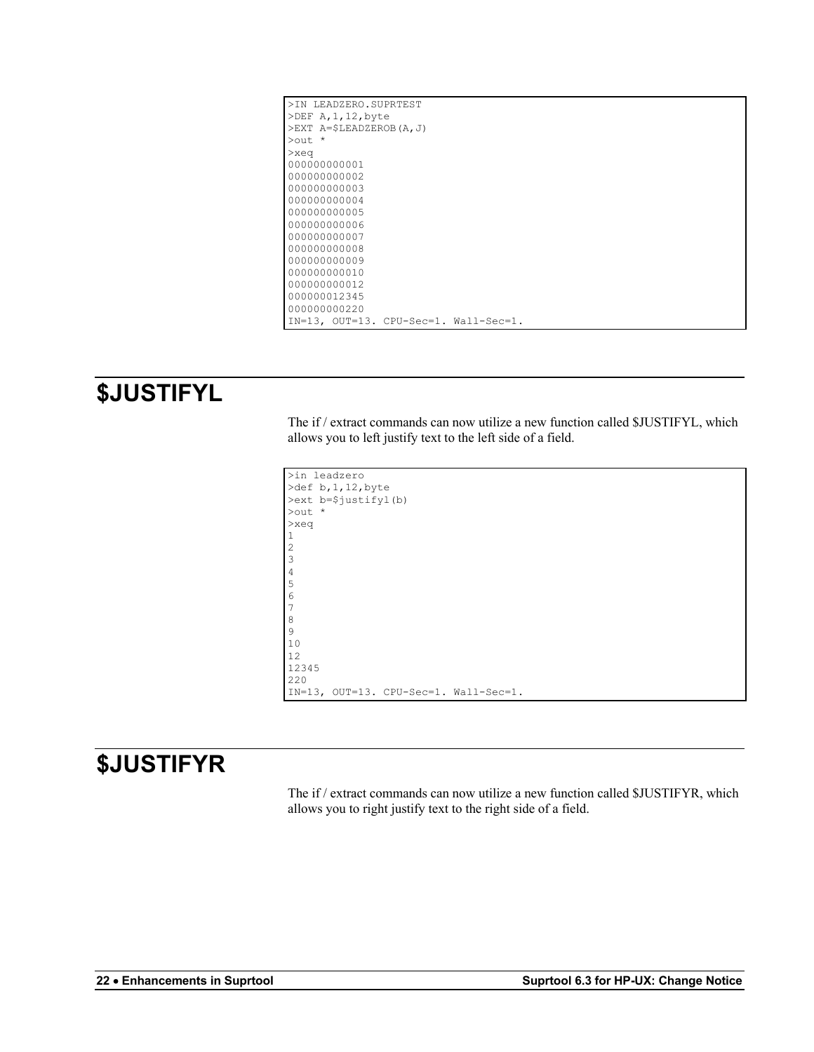```
>IN LEADZERO.SUPRTEST
>DEF A,1,12,byte
>EXT A=$LEADZEROB(A,J)
>out *
>xeq
000000000001
000000000002
000000000003
000000000004
000000000005
000000000006
000000000007
000000000008
000000000009
000000000010
000000000012
000000012345
000000000220
IN=13, OUT=13. CPU-Sec=1. Wall-Sec=1.
```

## $JUSTIFYL

The if / extract commands can now utilize a new function called $JUSTIFYL, which allows you to left justify text to the left side of a field.

```
>in leadzero
>def b,1,12,byte
>ext b=$justifyl(b)
>out *
>xeq
1
2
3
4
5
6
7
8
9
10
12
12345
220
IN=13, OUT=13. CPU-Sec=1. Wall-Sec=1.
```

## $JUSTIFYR

The if / extract commands can now utilize a new function called $JUSTIFYR, which allows you to right justify text to the right side of a field.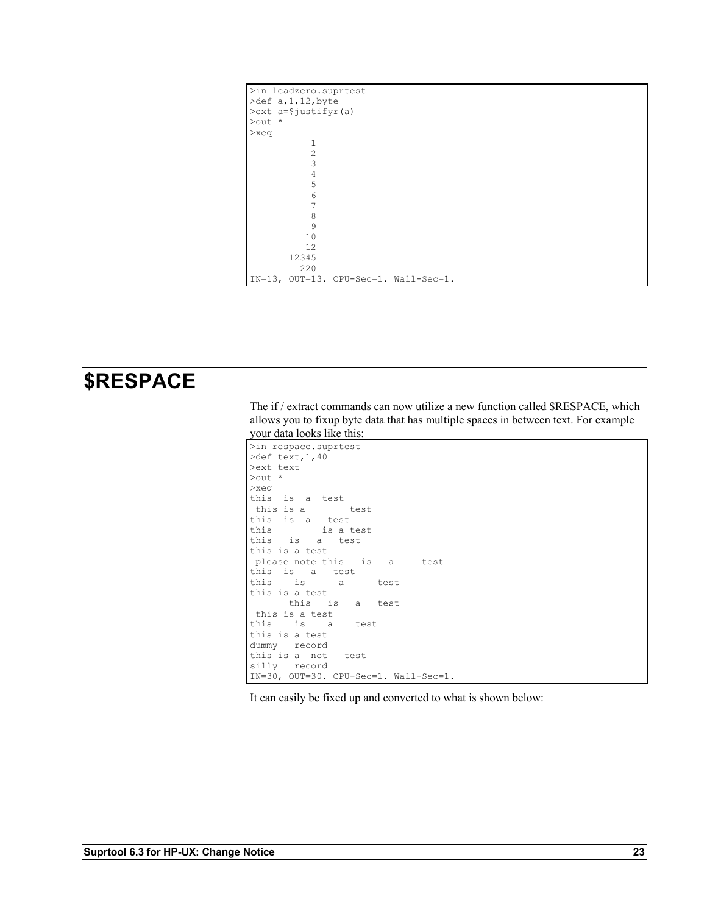```
>in leadzero.suprtest
>def a,1,12,byte
>ext a=$justifyr(a)
>out *
>xeq
           1
           2
           3
           4
           5
           6
           7
           8
           9
          10
          12
       12345
         220
IN=13, OUT=13. CPU-Sec=1. Wall-Sec=1.
```

## $RESPACE

The if / extract commands can now utilize a new function called $RESPACE, which allows you to fixup byte data that has multiple spaces in between text. For example your data looks like this:

```
>in respace.suprtest
>def text,1,40
>ext text
>out *
>xeq
this  is  a  test
 this is a        test
this  is  a   test
this           is a test
this   is   a   test
this is a test
 please note this   is   a     test
this  is   a   test
this    is      a      test
this is a test
       this   is   a   test
 this is a test
this    is    a    test
this is a test
dummy   record
this is a  not   test
silly   record
IN=30, OUT=30. CPU-Sec=1. Wall-Sec=1.
```

It can easily be fixed up and converted to what is shown below: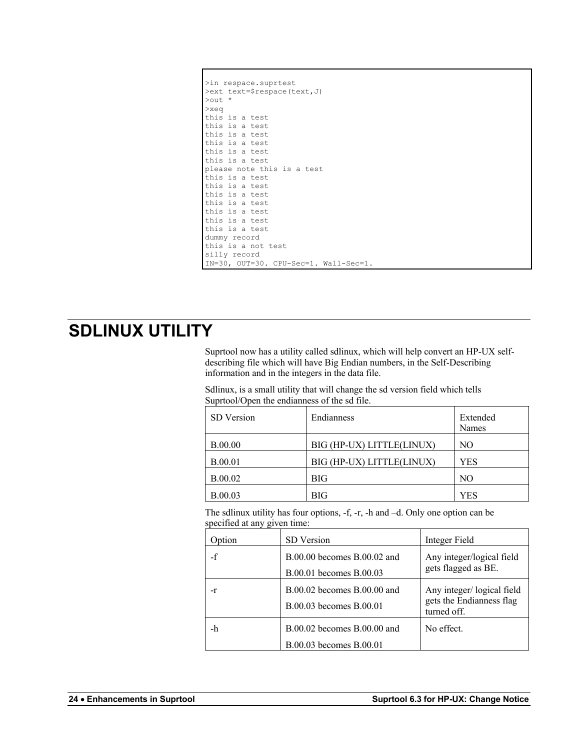```
>in respace.suprtest
>ext text=$respace(text,J)
>out *
>xeq
this is a test
this is a test
this is a test
this is a test
this is a test
this is a test
please note this is a test
this is a test
this is a test
this is a test
this is a test
this is a test
this is a test
this is a test
dummy record
this is a not test
silly record
IN=30, OUT=30. CPU-Sec=1. Wall-Sec=1.
```

# SDLINUX UTILITY

Suprtool now has a utility called sdlinux, which will help convert an HP-UX self-describing file which will have Big Endian numbers, in the Self-Describing information and in the integers in the data file.

Sdlinux, is a small utility that will change the sd version field which tells Suprtool/Open the endianness of the sd file.

| SD Version | Endianness | Extended Names |
|---|---|---|
| B.00.00 | BIG (HP-UX) LITTLE(LINUX) | NO |
| B.00.01 | BIG (HP-UX) LITTLE(LINUX) | YES |
| B.00.02 | BIG | NO |
| B.00.03 | BIG | YES |

The sdlinux utility has four options, -f, -r, -h and –d. Only one option can be specified at any given time:

| Option | SD Version | Integer Field |
|---|---|---|
| -f | B.00.00 becomes B.00.02 and<br>B.00.01 becomes B.00.03 | Any integer/logical field gets flagged as BE. |
| -r | B.00.02 becomes B.00.00 and<br>B.00.03 becomes B.00.01 | Any integer/ logical field gets the Endianness flag turned off. |
| -h | B.00.02 becomes B.00.00 and<br>B.00.03 becomes B.00.01 | No effect. |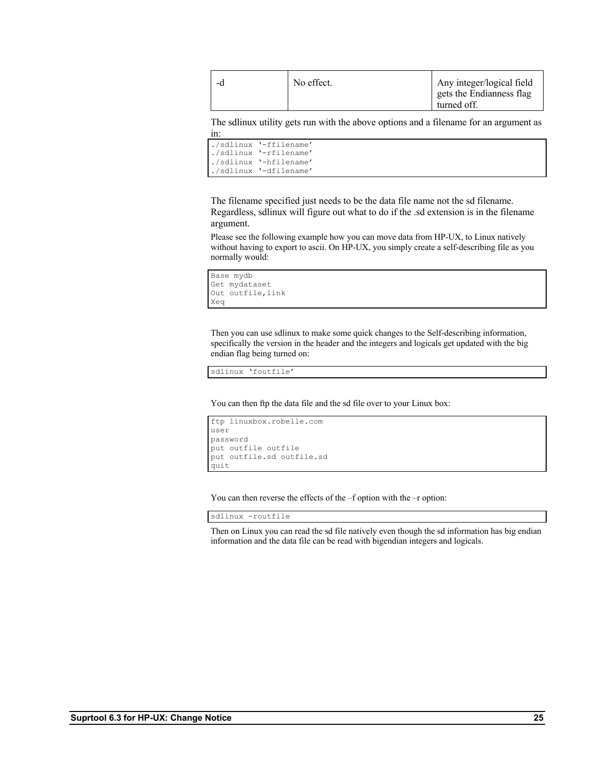| -d | No effect. | Any integer/logical field gets the Endianness flag turned off. |
|---|---|---|

The sdlinux utility gets run with the above options and a filename for an argument as in:

```
./sdlinux '-ffilename'
./sdlinux '-rfilename'
./sdlinux '-hfilename'
./sdlinux '-dfilename'
```

The filename specified just needs to be the data file name not the sd filename. Regardless, sdlinux will figure out what to do if the .sd extension is in the filename argument.

Please see the following example how you can move data from HP-UX, to Linux natively without having to export to ascii. On HP-UX, you simply create a self-describing file as you normally would:

```
Base mydb
Get mydataset
Out outfile,link
Xeq
```

Then you can use sdlinux to make some quick changes to the Self-describing information, specifically the version in the header and the integers and logicals get updated with the big endian flag being turned on:

```
sdlinux 'foutfile'
```

You can then ftp the data file and the sd file over to your Linux box:

```
ftp linuxbox.robelle.com
user
password
put outfile outfile
put outfile.sd outfile.sd
quit
```

You can then reverse the effects of the –f option with the –r option:

```
sdlinux -routfile
```

Then on Linux you can read the sd file natively even though the sd information has big endian information and the data file can be read with bigendian integers and logicals.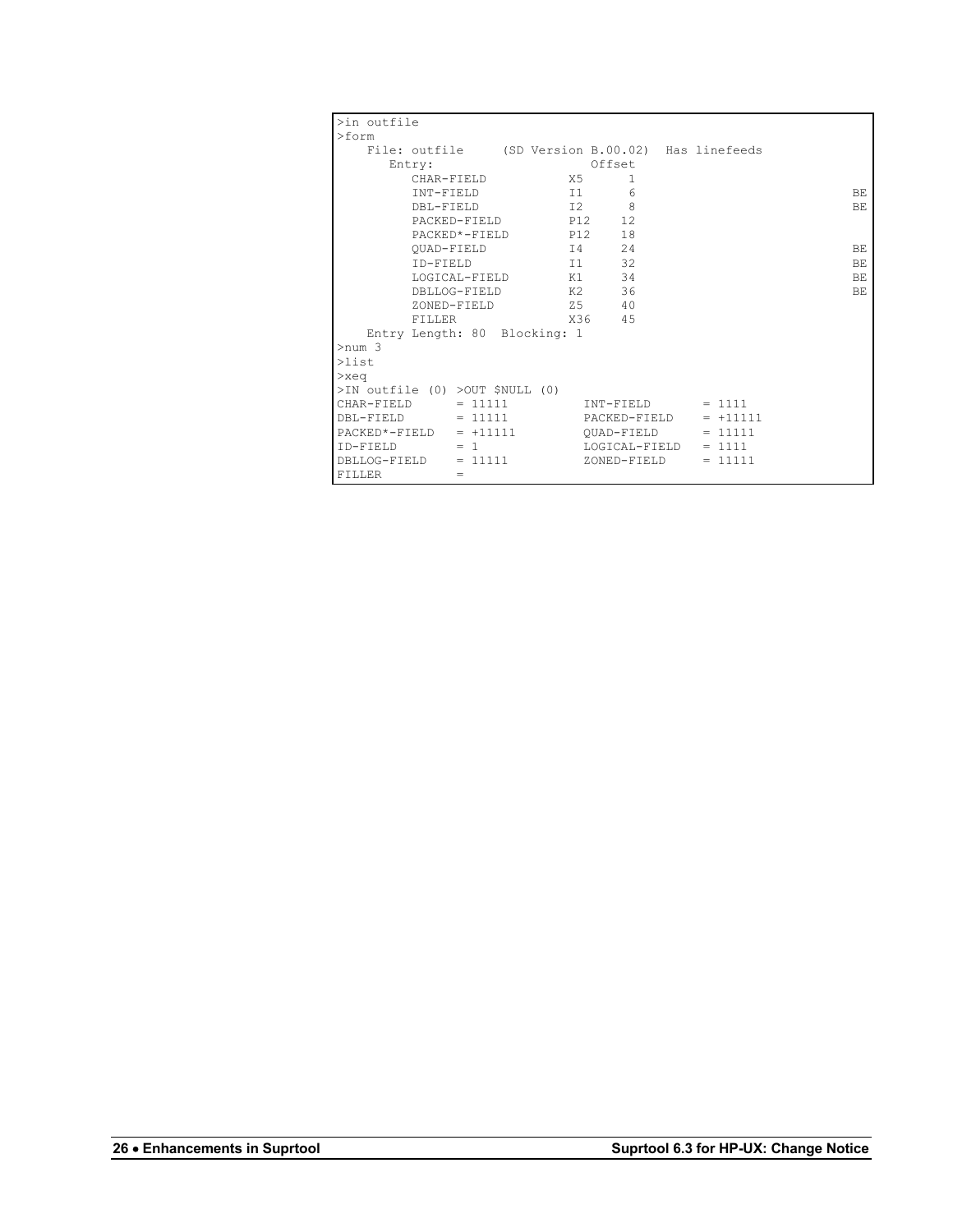```
>in outfile
>form
    File: outfile     (SD Version B.00.02)  Has linefeeds
       Entry:                         Offset
          CHAR-FIELD           X5      1
          INT-FIELD            I1      6                                BE
          DBL-FIELD            I2      8                                BE
          PACKED-FIELD         P12    12
          PACKED*-FIELD        P12    18
          QUAD-FIELD           I4     24                                BE
          ID-FIELD             I1     32                                BE
          LOGICAL-FIELD        K1     34                                BE
          DBLLOG-FIELD         K2     36                                BE
          ZONED-FIELD          Z5     40
          FILLER               X36    45
    Entry Length: 80  Blocking: 1
>num 3
>list
>xeq
>IN outfile (0) >OUT $NULL (0)
CHAR-FIELD      = 11111          INT-FIELD       = 1111
DBL-FIELD       = 11111          PACKED-FIELD    = +11111
PACKED*-FIELD   = +11111         QUAD-FIELD      = 11111
ID-FIELD        = 1              LOGICAL-FIELD   = 1111
DBLLOG-FIELD    = 11111          ZONED-FIELD     = 11111
FILLER          =
```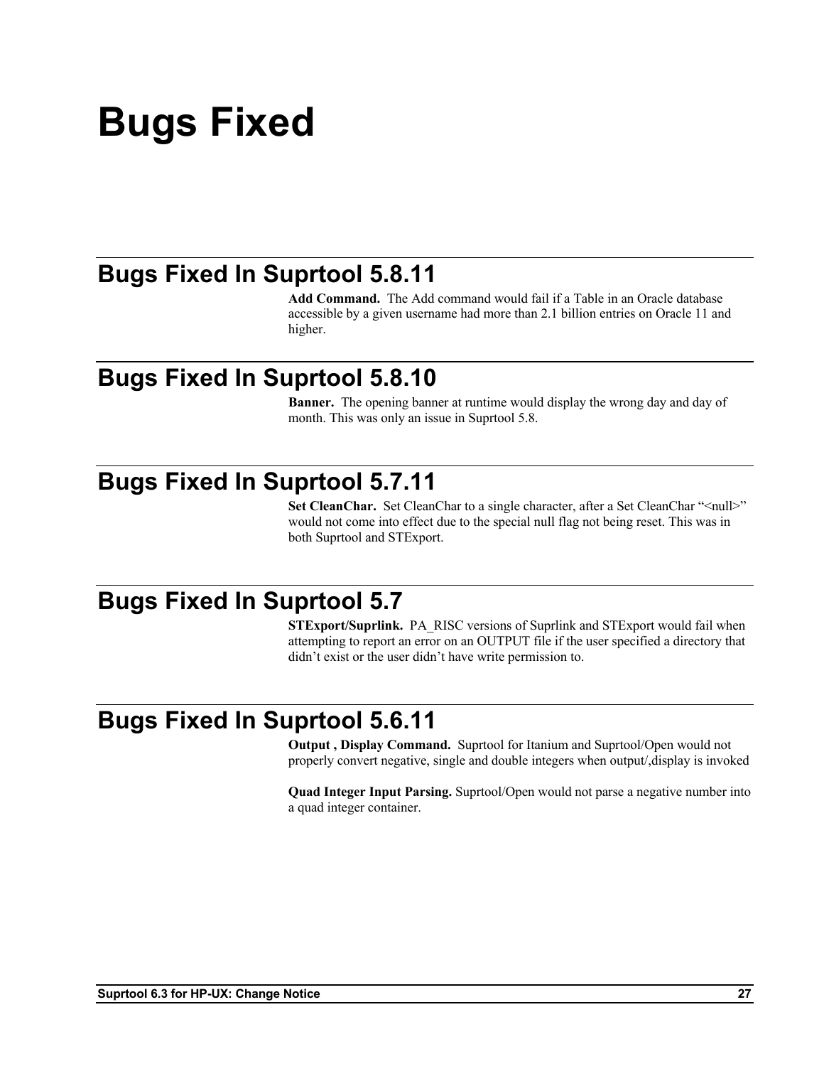# Bugs Fixed

## Bugs Fixed In Suprtool 5.8.11

**Add Command.** The Add command would fail if a Table in an Oracle database accessible by a given username had more than 2.1 billion entries on Oracle 11 and higher.

## Bugs Fixed In Suprtool 5.8.10

**Banner.** The opening banner at runtime would display the wrong day and day of month. This was only an issue in Suprtool 5.8.

## Bugs Fixed In Suprtool 5.7.11

**Set CleanChar.** Set CleanChar to a single character, after a Set CleanChar "<null>" would not come into effect due to the special null flag not being reset. This was in both Suprtool and STExport.

## Bugs Fixed In Suprtool 5.7

**STExport/Suprlink.** PA_RISC versions of Suprlink and STExport would fail when attempting to report an error on an OUTPUT file if the user specified a directory that didn't exist or the user didn't have write permission to.

## Bugs Fixed In Suprtool 5.6.11

**Output , Display Command.** Suprtool for Itanium and Suprtool/Open would not properly convert negative, single and double integers when output/,display is invoked

**Quad Integer Input Parsing.** Suprtool/Open would not parse a negative number into a quad integer container.